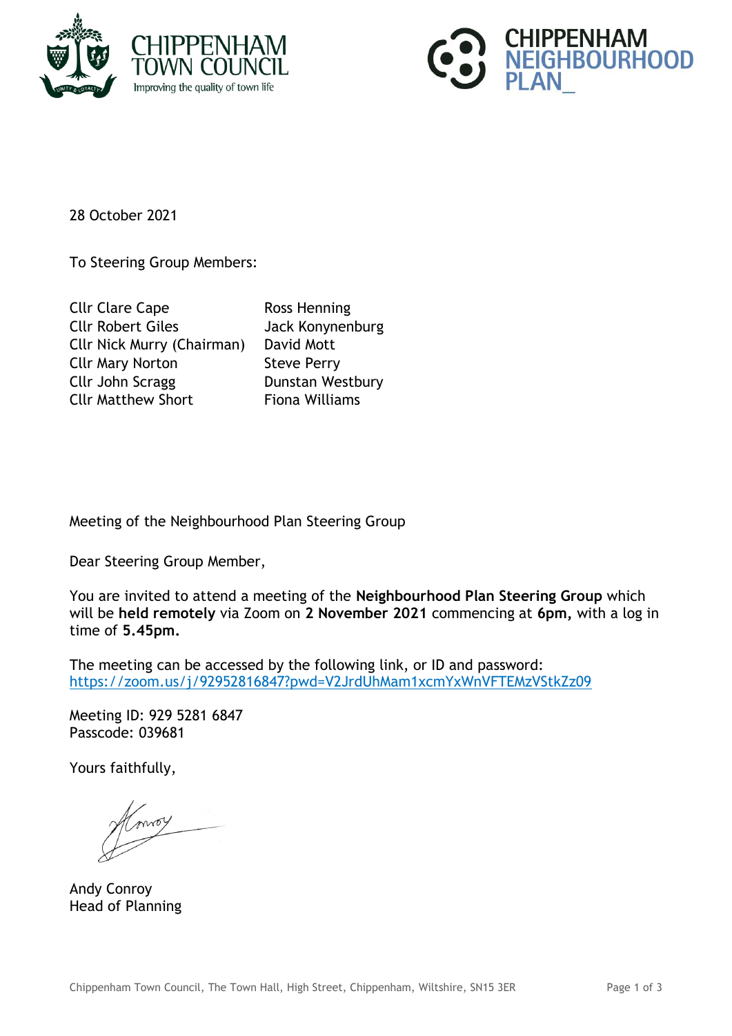CHIPPENHAM TOWN COUNCIL
Improving the quality of town life

CHIPPENHAM NEIGHBOURHOOD PLAN_

28 October 2021

To Steering Group Members:

| | |
|---|---|
| Cllr Clare Cape | Ross Henning |
| Cllr Robert Giles | Jack Konynenburg |
| Cllr Nick Murry (Chairman) | David Mott |
| Cllr Mary Norton | Steve Perry |
| Cllr John Scragg | Dunstan Westbury |
| Cllr Matthew Short | Fiona Williams |

Meeting of the Neighbourhood Plan Steering Group

Dear Steering Group Member,

You are invited to attend a meeting of the **Neighbourhood Plan Steering Group** which will be **held remotely** via Zoom on **2 November 2021** commencing at **6pm**, with a log in time of **5.45pm.**

The meeting can be accessed by the following link, or ID and password:
https://zoom.us/j/92952816847?pwd=V2JrdUhMam1xcmYxWnVFTEMzVStkZz09

Meeting ID: 929 5281 6847
Passcode: 039681

Yours faithfully,

Andy Conroy
Head of Planning

Chippenham Town Council, The Town Hall, High Street, Chippenham, Wiltshire, SN15 3ER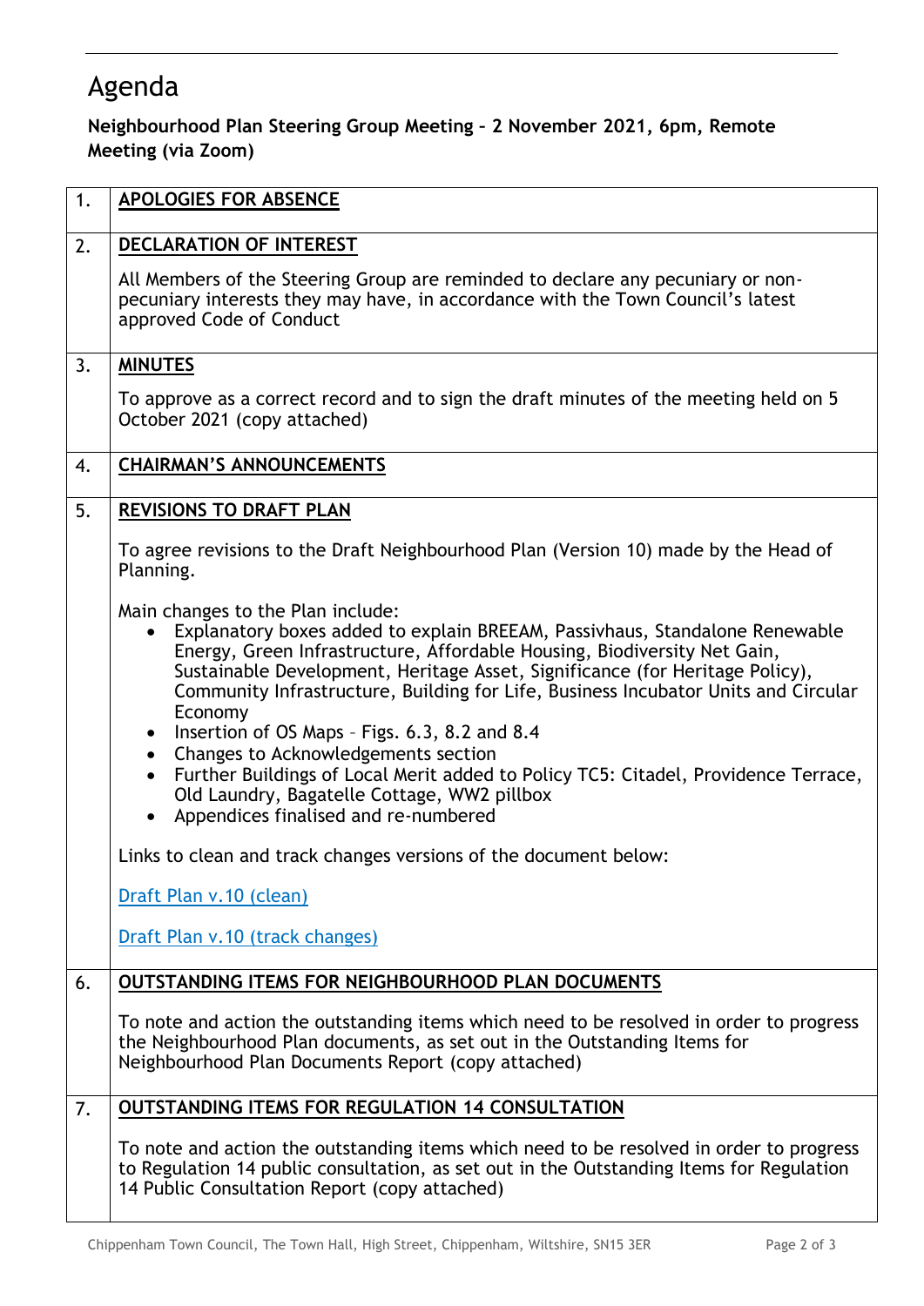# Agenda

**Neighbourhood Plan Steering Group Meeting – 2 November 2021, 6pm, Remote Meeting (via Zoom)**

| | |
|---|---|
| 1. | **APOLOGIES FOR ABSENCE** |
| 2. | **DECLARATION OF INTEREST**<br><br>All Members of the Steering Group are reminded to declare any pecuniary or non-pecuniary interests they may have, in accordance with the Town Council's latest approved Code of Conduct |
| 3. | **MINUTES**<br><br>To approve as a correct record and to sign the draft minutes of the meeting held on 5 October 2021 (copy attached) |
| 4. | **CHAIRMAN'S ANNOUNCEMENTS** |
| 5. | **REVISIONS TO DRAFT PLAN**<br><br>To agree revisions to the Draft Neighbourhood Plan (Version 10) made by the Head of Planning.<br><br>Main changes to the Plan include:<br>• Explanatory boxes added to explain BREEAM, Passivhaus, Standalone Renewable Energy, Green Infrastructure, Affordable Housing, Biodiversity Net Gain, Sustainable Development, Heritage Asset, Significance (for Heritage Policy), Community Infrastructure, Building for Life, Business Incubator Units and Circular Economy<br>• Insertion of OS Maps – Figs. 6.3, 8.2 and 8.4<br>• Changes to Acknowledgements section<br>• Further Buildings of Local Merit added to Policy TC5: Citadel, Providence Terrace, Old Laundry, Bagatelle Cottage, WW2 pillbox<br>• Appendices finalised and re-numbered<br><br>Links to clean and track changes versions of the document below:<br><br>Draft Plan v.10 (clean)<br><br>Draft Plan v.10 (track changes) |
| 6. | **OUTSTANDING ITEMS FOR NEIGHBOURHOOD PLAN DOCUMENTS**<br><br>To note and action the outstanding items which need to be resolved in order to progress the Neighbourhood Plan documents, as set out in the Outstanding Items for Neighbourhood Plan Documents Report (copy attached) |
| 7. | **OUTSTANDING ITEMS FOR REGULATION 14 CONSULTATION**<br><br>To note and action the outstanding items which need to be resolved in order to progress to Regulation 14 public consultation, as set out in the Outstanding Items for Regulation 14 Public Consultation Report (copy attached) |

Chippenham Town Council, The Town Hall, High Street, Chippenham, Wiltshire, SN15 3ER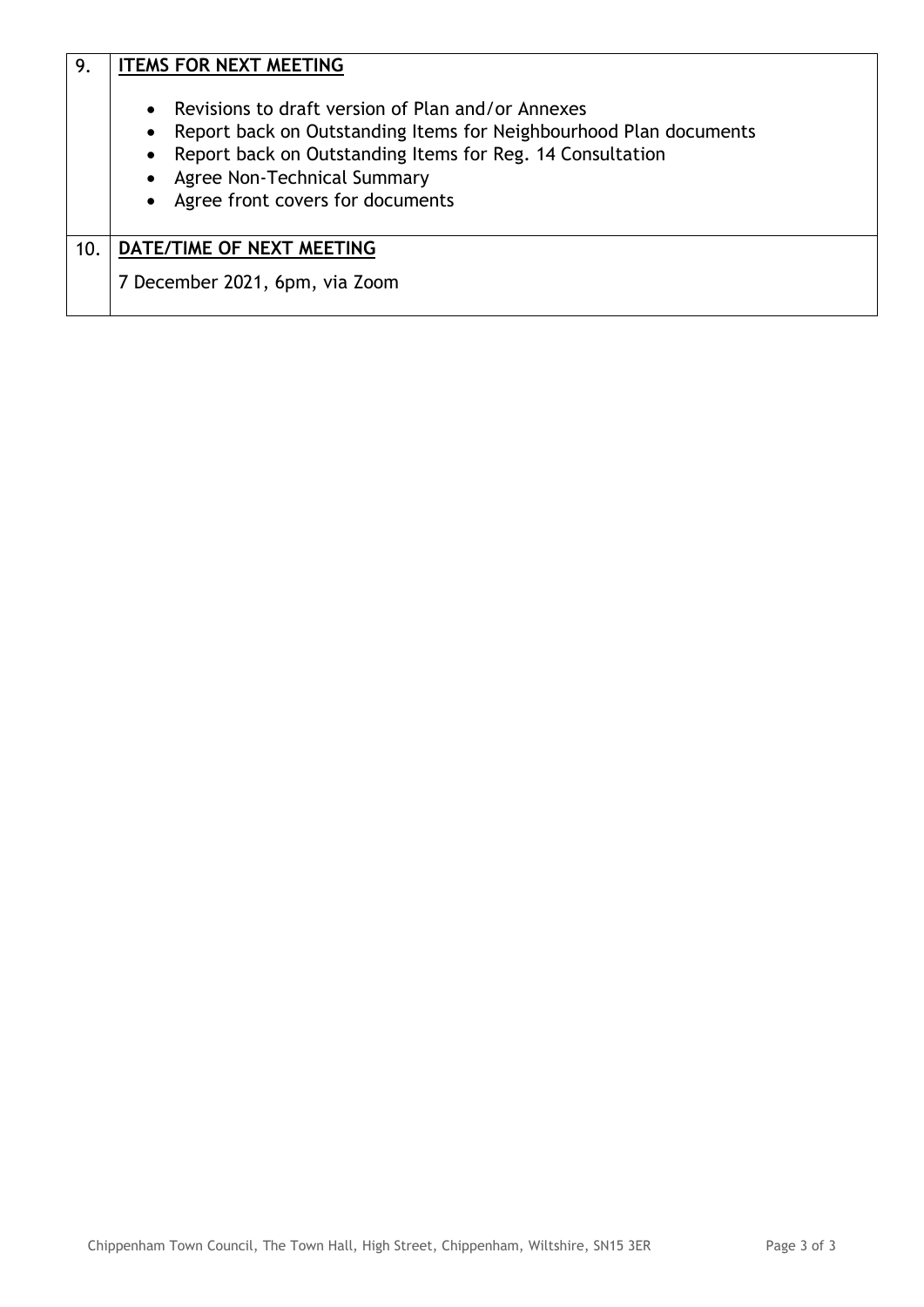| | |
|---|---|
| 9. | **ITEMS FOR NEXT MEETING**<br><br>• Revisions to draft version of Plan and/or Annexes<br>• Report back on Outstanding Items for Neighbourhood Plan documents<br>• Report back on Outstanding Items for Reg. 14 Consultation<br>• Agree Non-Technical Summary<br>• Agree front covers for documents |
| 10. | **DATE/TIME OF NEXT MEETING**<br><br>7 December 2021, 6pm, via Zoom |

Chippenham Town Council, The Town Hall, High Street, Chippenham, Wiltshire, SN15 3ER